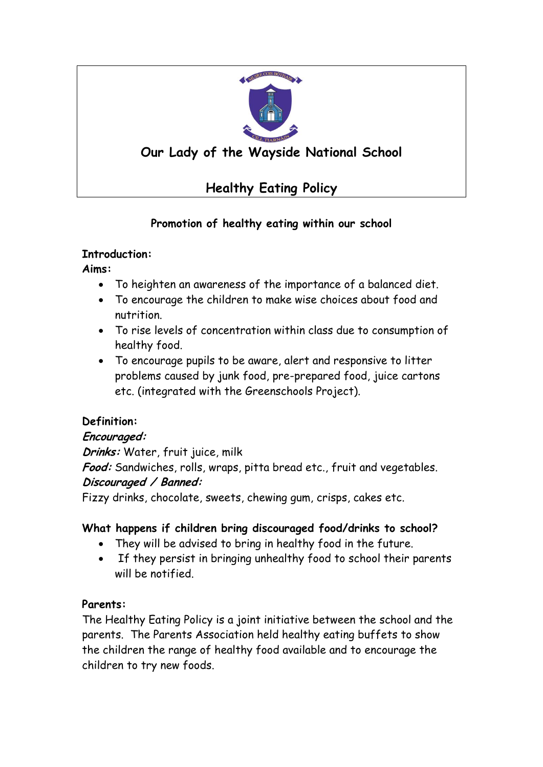# Our Lady of the Wayside National School

## Healthy Eating Policy

### Promotion of healthy eating within our school

**Introduction:**

**Aims:**

- To heighten an awareness of the importance of a balanced diet.
- To encourage the children to make wise choices about food and nutrition.
- To rise levels of concentration within class due to consumption of healthy food.
- To encourage pupils to be aware, alert and responsive to litter problems caused by junk food, pre-prepared food, juice cartons etc. (integrated with the Greenschools Project).

**Definition:**

***Encouraged:***

***Drinks:*** Water, fruit juice, milk

***Food:*** Sandwiches, rolls, wraps, pitta bread etc., fruit and vegetables.

***Discouraged / Banned:***

Fizzy drinks, chocolate, sweets, chewing gum, crisps, cakes etc.

**What happens if children bring discouraged food/drinks to school?**

- They will be advised to bring in healthy food in the future.
- If they persist in bringing unhealthy food to school their parents will be notified.

**Parents:**

The Healthy Eating Policy is a joint initiative between the school and the parents. The Parents Association held healthy eating buffets to show the children the range of healthy food available and to encourage the children to try new foods.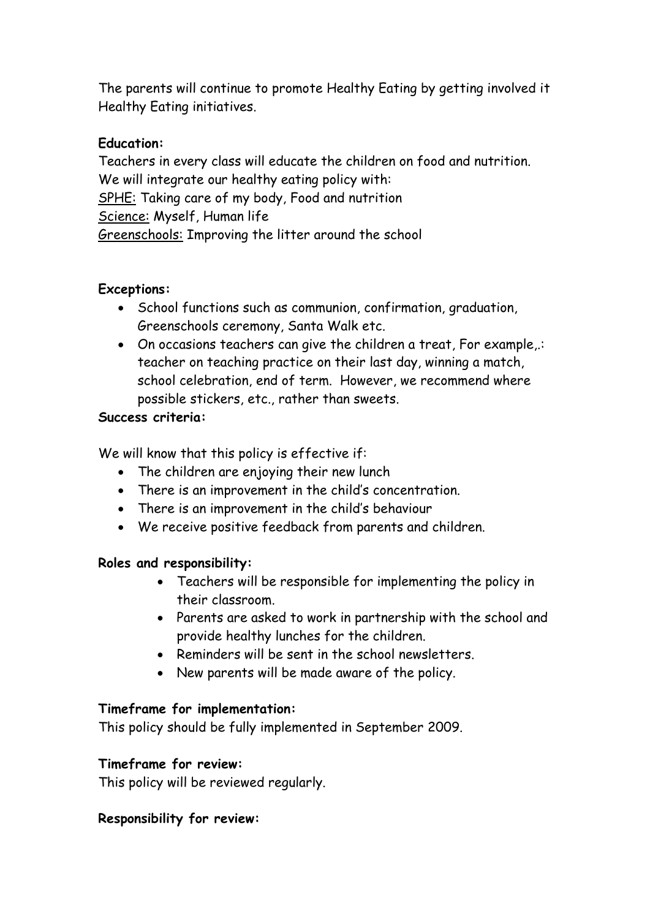The parents will continue to promote Healthy Eating by getting involved it Healthy Eating initiatives.

**Education:**

Teachers in every class will educate the children on food and nutrition.
We will integrate our healthy eating policy with:
<u>SPHE:</u> Taking care of my body, Food and nutrition
<u>Science:</u> Myself, Human life
<u>Greenschools:</u> Improving the litter around the school

**Exceptions:**

- School functions such as communion, confirmation, graduation, Greenschools ceremony, Santa Walk etc.
- On occasions teachers can give the children a treat, For example,.: teacher on teaching practice on their last day, winning a match, school celebration, end of term. However, we recommend where possible stickers, etc., rather than sweets.

**Success criteria:**

We will know that this policy is effective if:

- The children are enjoying their new lunch
- There is an improvement in the child's concentration.
- There is an improvement in the child's behaviour
- We receive positive feedback from parents and children.

**Roles and responsibility:**

- Teachers will be responsible for implementing the policy in their classroom.
- Parents are asked to work in partnership with the school and provide healthy lunches for the children.
- Reminders will be sent in the school newsletters.
- New parents will be made aware of the policy.

**Timeframe for implementation:**

This policy should be fully implemented in September 2009.

**Timeframe for review:**

This policy will be reviewed regularly.

**Responsibility for review:**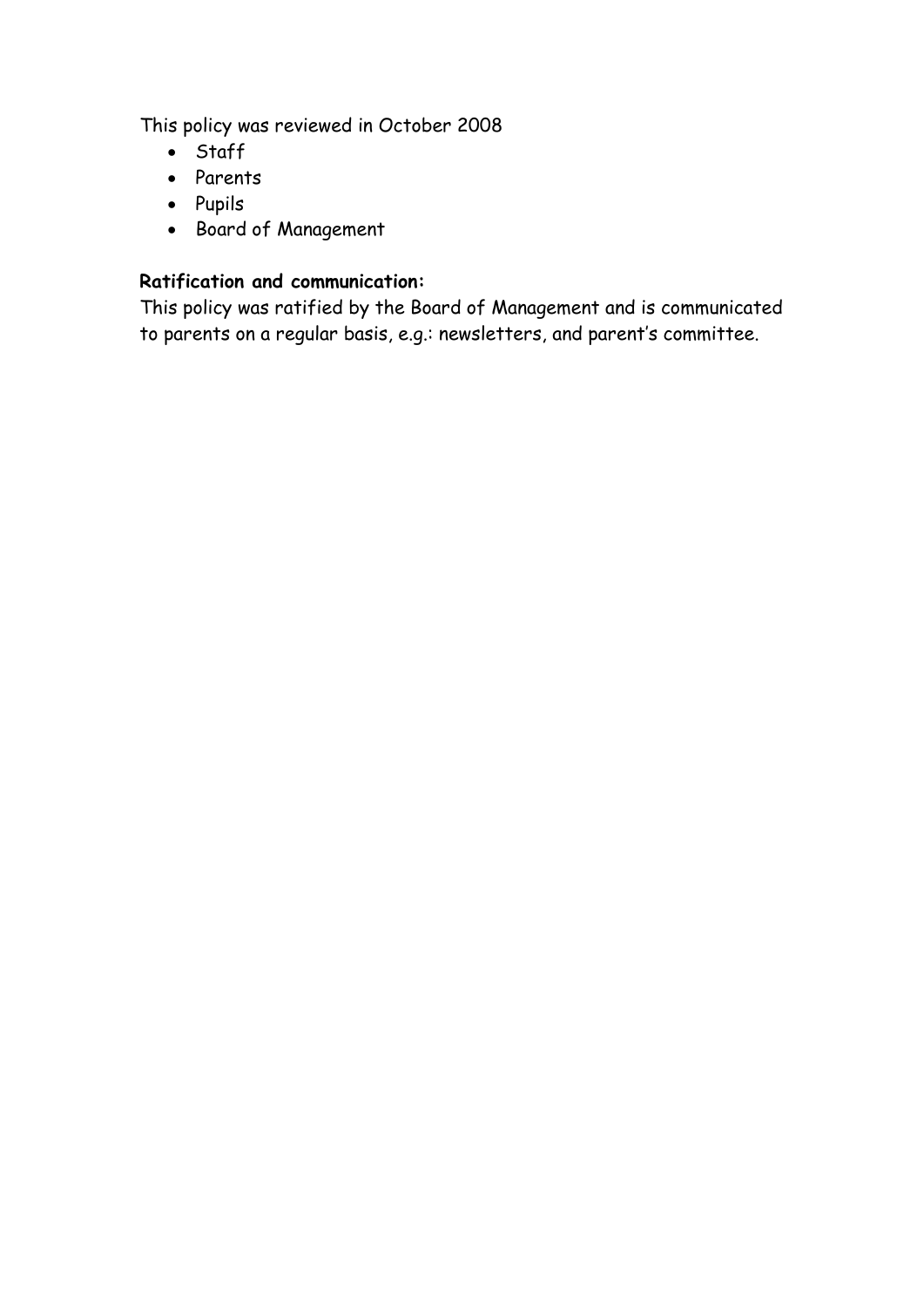This policy was reviewed in October 2008

- Staff
- Parents
- Pupils
- Board of Management

**Ratification and communication:**

This policy was ratified by the Board of Management and is communicated to parents on a regular basis, e.g.: newsletters, and parent's committee.